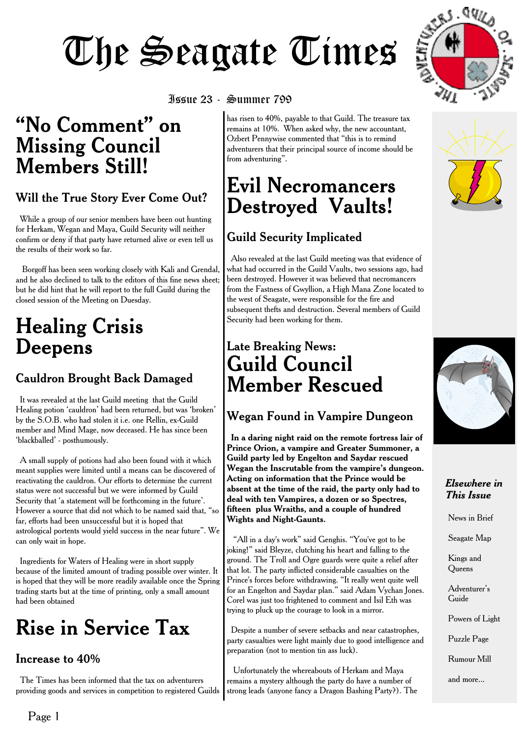# The Seagate Times

Issue 23 - Summer 799

# "No Comment" on Missing Council Members Still!

### Will the True Story Ever Come Out?

While a group of our senior members have been out hunting for Herkam, Wegan and Maya, Guild Security will neither confirm or deny if that party have returned alive or even tell us the results of their work so far.

Borgoff has been seen working closely with Kali and Grendal, and he also declined to talk to the editors of this fine news sheet; but he did hint that he will report to the full Guild during the closed session of the Meeting on Duesday.

# Healing Crisis Deepens

### Cauldron Brought Back Damaged

It was revealed at the last Guild meeting that the Guild Healing potion 'cauldron' had been returned, but was 'broken' by the S.O.B. who had stolen it i.e. one Rellin, ex-Guild member and Mind Mage, now deceased. He has since been 'blackballed' - posthumously.

A small supply of potions had also been found with it which meant supplies were limited until a means can be discovered of reactivating the cauldron. Our efforts to determine the current status were not successful but we were informed by Guild Security that 'a statement will be forthcoming in the future'. However a source that did not which to be named said that, "so far, efforts had been unsuccessful but it is hoped that astrological portents would yield success in the near future". We can only wait in hope.

Ingredients for Waters of Healing were in short supply because of the limited amount of trading possible over winter. It is hoped that they will be more readily available once the Spring trading starts but at the time of printing, only a small amount had been obtained

# Rise in Service Tax

### Increase to 40%

The Times has been informed that the tax on adventurers providing goods and services in competition to registered Guilds has risen to 40%, payable to that Guild. The treasure tax remains at 10%. When asked why, the new accountant, Ozbert Pennywise commented that "this is to remind adventurers that their principal source of income should be from adventuring".

# Evil Necromancers Destroyed Vaults!

### Guild Security Implicated

Also revealed at the last Guild meeting was that evidence of what had occurred in the Guild Vaults, two sessions ago, had been destroyed. However it was believed that necromancers from the Fastness of Gwyllion, a High Mana Zone located to the west of Seagate, were responsible for the fire and subsequent thefts and destruction. Several members of Guild Security had been working for them.

## Late Breaking News:

# Guild Council Member Rescued

### Wegan Found in Vampire Dungeon

**In a daring night raid on the remote fortress lair of Prince Orion, a vampire and Greater Summoner, a Guild party led by Engelton and Saydar rescued Wegan the Inscrutable from the vampire's dungeon. Acting on information that the Prince would be absent at the time of the raid, the party only had to deal with ten Vampires, a dozen or so Spectres, fifteen plus Wraiths, and a couple of hundred Wights and Night-Gaunts.**

"All in a day's work" said Genghis. "You've got to be joking!" said Bleyze, clutching his heart and falling to the ground. The Troll and Ogre guards were quite a relief after that lot. The party inflicted considerable casualties on the Prince's forces before withdrawing. "It really went quite well for an Engelton and Saydar plan." said Adam Vychan Jones. Corel was just too frightened to comment and Isil Eth was trying to pluck up the courage to look in a mirror.

Despite a number of severe setbacks and near catastrophes, party casualties were light mainly due to good intelligence and preparation (not to mention tin ass luck).

Unfortunately the whereabouts of Herkam and Maya remains a mystery although the party do have a number of strong leads (anyone fancy a Dragon Bashing Party?). The

***Elsewhere in This Issue***

- News in Brief
- Seagate Map
- Kings and Queens
- Adventurer's Guide
- Powers of Light
- Puzzle Page
- Rumour Mill
- and more...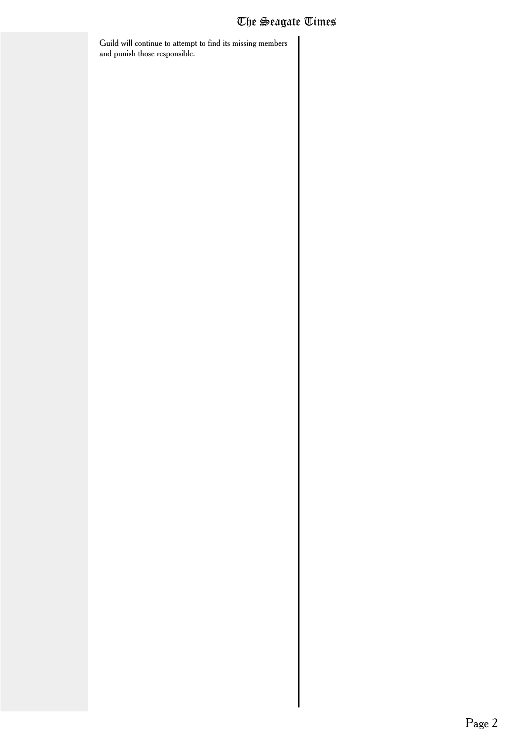Guild will continue to attempt to find its missing members and punish those responsible.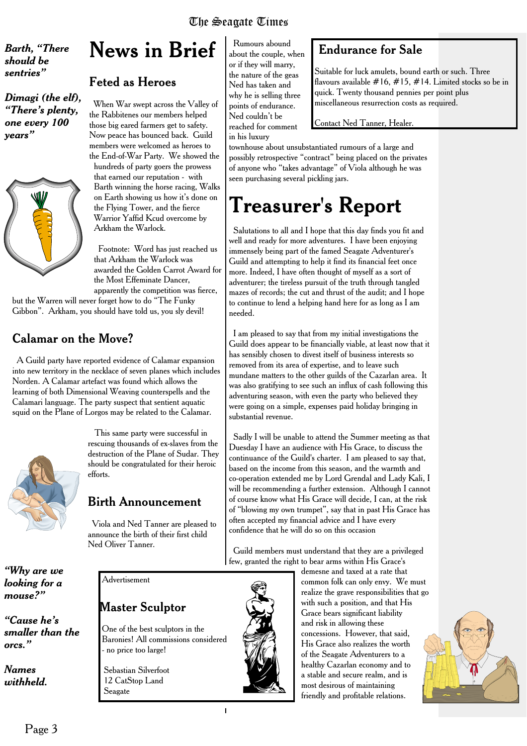*Barth, “There should be sentries”*

*Dimagi (the elf), “There’s plenty, one every 100 years”*

# News in Brief

## Feted as Heroes

When War swept across the Valley of the Rabbitenes our members helped those big eared farmers get to safety. Now peace has bounced back. Guild members were welcomed as heroes to the End-of-War Party. We showed the hundreds of party goers the prowess that earned our reputation - with Barth winning the horse racing, Walks on Earth showing us how it’s done on the Flying Tower, and the fierce Warrior Yaffid Kcud overcome by Arkham the Warlock.

Footnote: Word has just reached us that Arkham the Warlock was awarded the Golden Carrot Award for the Most Effeminate Dancer, apparently the competition was fierce, but the Warren will never forget how to do “The Funky Gibbon”. Arkham, you should have told us, you sly devil!

## Calamar on the Move?

A Guild party have reported evidence of Calamar expansion into new territory in the necklace of seven planes which includes Norden. A Calamar artefact was found which allows the learning of both Dimensional Weaving counterspells and the Calamari language. The party suspect that sentient aquatic squid on the Plane of Lorgos may be related to the Calamar.

This same party were successful in rescuing thousands of ex-slaves from the destruction of the Plane of Sudar. They should be congratulated for their heroic efforts.

## Birth Announcement

Viola and Ned Tanner are pleased to announce the birth of their first child Ned Oliver Tanner.

Rumours abound about the couple, when or if they will marry, the nature of the geas Ned has taken and why he is selling three points of endurance. Ned couldn’t be reached for comment in his luxury townhouse about unsubstantiated rumours of a large and possibly retrospective “contract” being placed on the privates of anyone who “takes advantage” of Viola although he was seen purchasing several pickling jars.

*“Why are we looking for a mouse?”*

*“Cause he’s smaller than the orcs.”*

***Names withheld.***

> Advertisement
>
> **Master Sculptor**
>
> One of the best sculptors in the Baronies! All commissions considered - no price too large!
>
> Sebastian Silverfoot
> 12 CatStop Land
> Seagate

> **Endurance for Sale**
>
> Suitable for luck amulets, bound earth or such. Three flavours available #16, #15, #14. Limited stocks so be in quick. Twenty thousand pennies per point plus miscellaneous resurrection costs as required.
>
> Contact Ned Tanner, Healer.

# Treasurer's Report

Salutations to all and I hope that this day finds you fit and well and ready for more adventures. I have been enjoying immensely being part of the famed Seagate Adventurer's Guild and attempting to help it find its financial feet once more. Indeed, I have often thought of myself as a sort of adventurer; the tireless pursuit of the truth through tangled mazes of records; the cut and thrust of the audit; and I hope to continue to lend a helping hand here for as long as I am needed.

I am pleased to say that from my initial investigations the Guild does appear to be financially viable, at least now that it has sensibly chosen to divest itself of business interests so removed from its area of expertise, and to leave such mundane matters to the other guilds of the Cazarlan area. It was also gratifying to see such an influx of cash following this adventuring season, with even the party who believed they were going on a simple, expenses paid holiday bringing in substantial revenue.

Sadly I will be unable to attend the Summer meeting as that Duesday I have an audience with His Grace, to discuss the continuance of the Guild's charter. I am pleased to say that, based on the income from this season, and the warmth and co-operation extended me by Lord Grendal and Lady Kali, I will be recommending a further extension. Although I cannot of course know what His Grace will decide, I can, at the risk of “blowing my own trumpet”, say that in past His Grace has often accepted my financial advice and I have every confidence that he will do so on this occasion

Guild members must understand that they are a privileged few, granted the right to bear arms within His Grace's demesne and taxed at a rate that common folk can only envy. We must realize the grave responsibilities that go with such a position, and that His Grace bears significant liability and risk in allowing these concessions. However, that said, His Grace also realizes the worth of the Seagate Adventurers to a healthy Cazarlan economy and to a stable and secure realm, and is most desirous of maintaining friendly and profitable relations.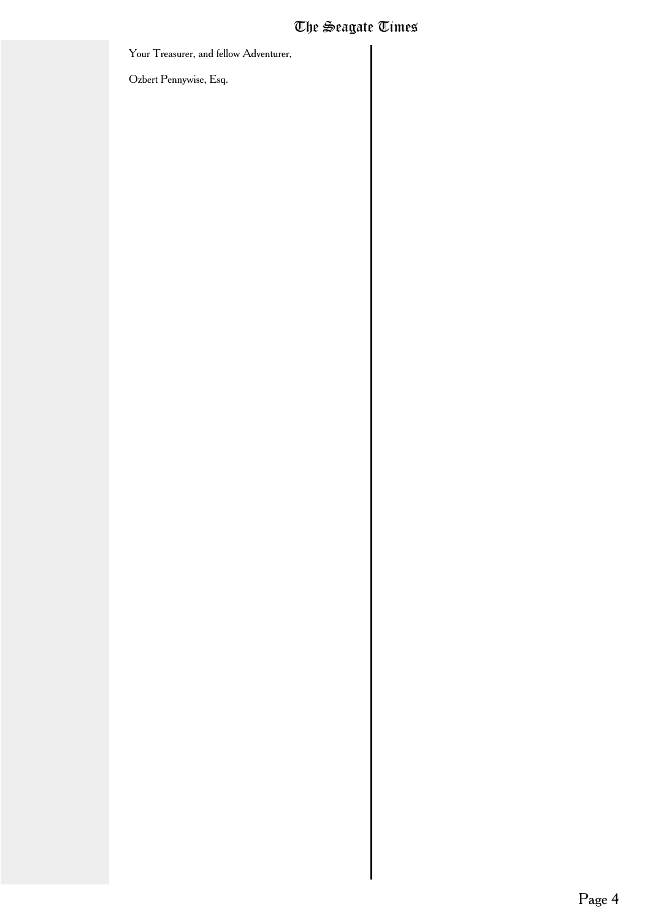Your Treasurer, and fellow Adventurer,

Ozbert Pennywise, Esq.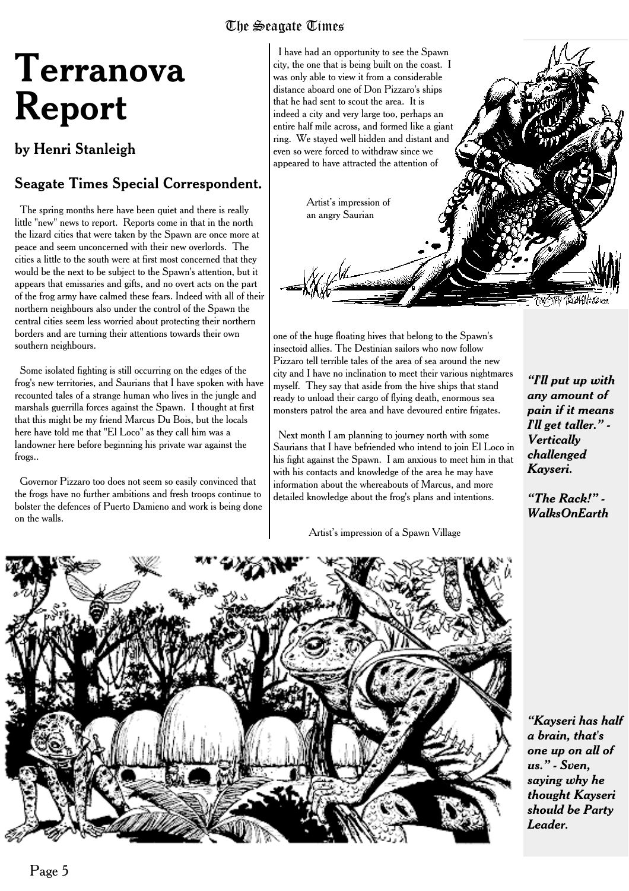# Terranova Report

## by Henri Stanleigh

### Seagate Times Special Correspondent.

The spring months here have been quiet and there is really little "new" news to report. Reports come in that in the north the lizard cities that were taken by the Spawn are once more at peace and seem unconcerned with their new overlords. The cities a little to the south were at first most concerned that they would be the next to be subject to the Spawn's attention, but it appears that emissaries and gifts, and no overt acts on the part of the frog army have calmed these fears. Indeed with all of their northern neighbours also under the control of the Spawn the central cities seem less worried about protecting their northern borders and are turning their attentions towards their own southern neighbours.

Some isolated fighting is still occurring on the edges of the frog's new territories, and Saurians that I have spoken with have recounted tales of a strange human who lives in the jungle and marshals guerrilla forces against the Spawn. I thought at first that this might be my friend Marcus Du Bois, but the locals here have told me that "El Loco" as they call him was a landowner here before beginning his private war against the frogs..

Governor Pizzaro too does not seem so easily convinced that the frogs have no further ambitions and fresh troops continue to bolster the defences of Puerto Damieno and work is being done on the walls.

I have had an opportunity to see the Spawn city, the one that is being built on the coast. I was only able to view it from a considerable distance aboard one of Don Pizzaro's ships that he had sent to scout the area. It is indeed a city and very large too, perhaps an entire half mile across, and formed like a giant ring. We stayed well hidden and distant and even so were forced to withdraw since we appeared to have attracted the attention of one of the huge floating hives that belong to the Spawn's insectoid allies. The Destinian sailors who now follow Pizzaro tell terrible tales of the area of sea around the new city and I have no inclination to meet their various nightmares myself. They say that aside from the hive ships that stand ready to unload their cargo of flying death, enormous sea monsters patrol the area and have devoured entire frigates.

Artist's impression of an angry Saurian

Next month I am planning to journey north with some Saurians that I have befriended who intend to join El Loco in his fight against the Spawn. I am anxious to meet him in that with his contacts and knowledge of the area he may have information about the whereabouts of Marcus, and more detailed knowledge about the frog's plans and intentions.

Artist's impression of a Spawn Village

***"I'll put up with any amount of pain if it means I'll get taller." - Vertically challenged Kayseri.***

***"The Rack!" - WalksOnEarth***

***"Kayseri has half a brain, that's one up on all of us." - Sven, saying why he thought Kayseri should be Party Leader.***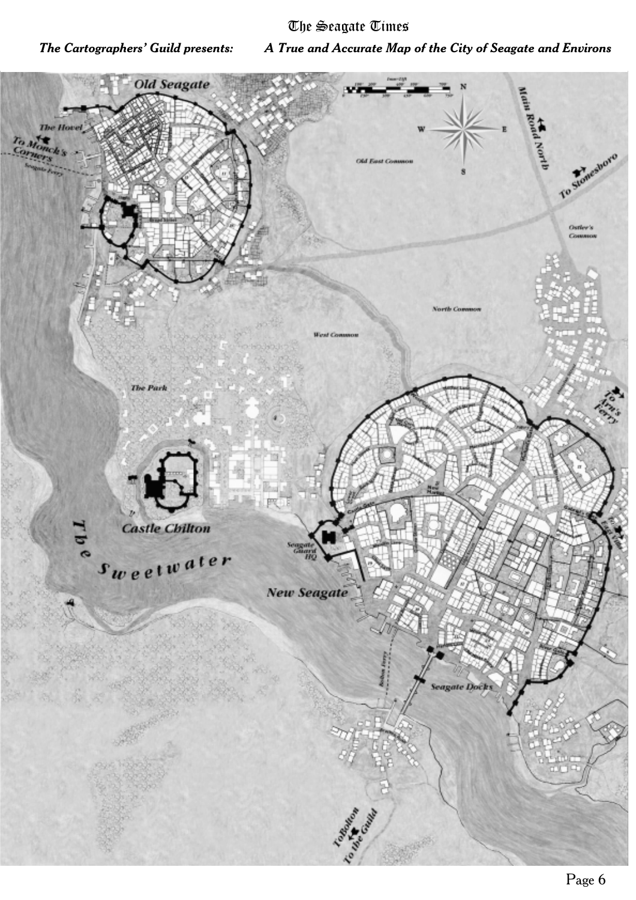*The Cartographers' Guild presents:* *A True and Accurate Map of the City of Seagate and Environs*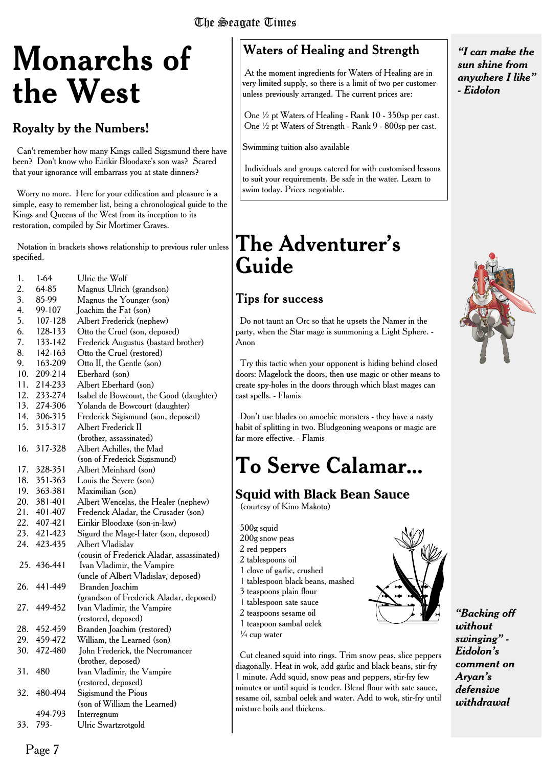# Monarchs of the West

## Royalty by the Numbers!

Can't remember how many Kings called Sigismund there have been? Don't know who Eirikir Bloodaxe's son was? Scared that your ignorance will embarrass you at state dinners?

Worry no more. Here for your edification and pleasure is a simple, easy to remember list, being a chronological guide to the Kings and Queens of the West from its inception to its restoration, compiled by Sir Mortimer Graves.

Notation in brackets shows relationship to previous ruler unless specified.

| | | |
|---|---|---|
| 1. | 1-64 | Ulric the Wolf |
| 2. | 64-85 | Magnus Ulrich (grandson) |
| 3. | 85-99 | Magnus the Younger (son) |
| 4. | 99-107 | Joachim the Fat (son) |
| 5. | 107-128 | Albert Frederick (nephew) |
| 6. | 128-133 | Otto the Cruel (son, deposed) |
| 7. | 133-142 | Frederick Augustus (bastard brother) |
| 8. | 142-163 | Otto the Cruel (restored) |
| 9. | 163-209 | Otto II, the Gentle (son) |
| 10. | 209-214 | Eberhard (son) |
| 11. | 214-233 | Albert Eberhard (son) |
| 12. | 233-274 | Isabel de Bowcourt, the Good (daughter) |
| 13. | 274-306 | Yolanda de Bowcourt (daughter) |
| 14. | 306-315 | Frederick Sigismund (son, deposed) |
| 15. | 315-317 | Albert Frederick II (brother, assassinated) |
| 16. | 317-328 | Albert Achilles, the Mad (son of Frederick Sigismund) |
| 17. | 328-351 | Albert Meinhard (son) |
| 18. | 351-363 | Louis the Severe (son) |
| 19. | 363-381 | Maximilian (son) |
| 20. | 381-401 | Albert Wencelas, the Healer (nephew) |
| 21. | 401-407 | Frederick Aladar, the Crusader (son) |
| 22. | 407-421 | Eirikir Bloodaxe (son-in-law) |
| 23. | 421-423 | Sigurd the Mage-Hater (son, deposed) |
| 24. | 423-435 | Albert Vladislav (cousin of Frederick Aladar, assassinated) |
| 25. | 436-441 | Ivan Vladimir, the Vampire (uncle of Albert Vladislav, deposed) |
| 26. | 441-449 | Branden Joachim (grandson of Frederick Aladar, deposed) |
| 27. | 449-452 | Ivan Vladimir, the Vampire (restored, deposed) |
| 28. | 452-459 | Branden Joachim (restored) |
| 29. | 459-472 | William, the Learned (son) |
| 30. | 472-480 | John Frederick, the Necromancer (brother, deposed) |
| 31. | 480 | Ivan Vladimir, the Vampire (restored, deposed) |
| 32. | 480-494 | Sigismund the Pious (son of William the Learned) |
| | 494-793 | Interregnum |
| 33. | 793- | Ulric Swartzrotgold |

## Waters of Healing and Strength

At the moment ingredients for Waters of Healing are in very limited supply, so there is a limit of two per customer unless previously arranged. The current prices are:

One ½ pt Waters of Healing - Rank 10 - 350sp per cast.
One ½ pt Waters of Strength - Rank 9 - 800sp per cast.

Swimming tuition also available

Individuals and groups catered for with customised lessons to suit your requirements. Be safe in the water. Learn to swim today. Prices negotiable.

# The Adventurer's Guide

## Tips for success

Do not taunt an Orc so that he upsets the Namer in the party, when the Star mage is summoning a Light Sphere. - Anon

Try this tactic when your opponent is hiding behind closed doors: Magelock the doors, then use magic or other means to create spy-holes in the doors through which blast mages can cast spells. - Flamis

Don't use blades on amoebic monsters - they have a nasty habit of splitting in two. Bludgeoning weapons or magic are far more effective. - Flamis

# To Serve Calamar...

## Squid with Black Bean Sauce

(courtesy of Kino Makoto)

- 500g squid
- 200g snow peas
- 2 red peppers
- 2 tablespoons oil
- 1 clove of garlic, crushed
- 1 tablespoon black beans, mashed
- 3 teaspoons plain flour
- 1 tablespoon sate sauce
- 2 teaspoons sesame oil
- 1 teaspoon sambal oelek
- ¼ cup water

Cut cleaned squid into rings. Trim snow peas, slice peppers diagonally. Heat in wok, add garlic and black beans, stir-fry 1 minute. Add squid, snow peas and peppers, stir-fry few minutes or until squid is tender. Blend flour with sate sauce, sesame oil, sambal oelek and water. Add to wok, stir-fry until mixture boils and thickens.

***"I can make the sun shine from anywhere I like" - Eidolon***

***"Backing off without swinging" - Eidolon's comment on Aryan's defensive withdrawal***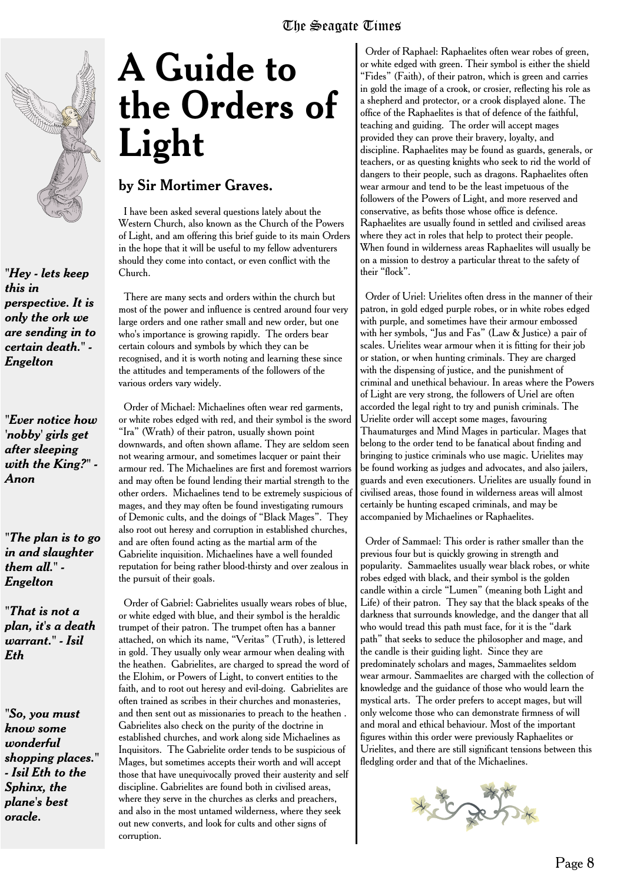# A Guide to the Orders of Light

## by Sir Mortimer Graves.

I have been asked several questions lately about the Western Church, also known as the Church of the Powers of Light, and am offering this brief guide to its main Orders in the hope that it will be useful to my fellow adventurers should they come into contact, or even conflict with the Church.

There are many sects and orders within the church but most of the power and influence is centred around four very large orders and one rather small and new order, but one who's importance is growing rapidly. The orders bear certain colours and symbols by which they can be recognised, and it is worth noting and learning these since the attitudes and temperaments of the followers of the various orders vary widely.

Order of Michael: Michaelines often wear red garments, or white robes edged with red, and their symbol is the sword "Ira" (Wrath) of their patron, usually shown point downwards, and often shown aflame. They are seldom seen not wearing armour, and sometimes lacquer or paint their armour red. The Michaelines are first and foremost warriors and may often be found lending their martial strength to the other orders. Michaelines tend to be extremely suspicious of mages, and they may often be found investigating rumours of Demonic cults, and the doings of "Black Mages". They also root out heresy and corruption in established churches, and are often found acting as the martial arm of the Gabrielite inquisition. Michaelines have a well founded reputation for being rather blood-thirsty and over zealous in the pursuit of their goals.

Order of Gabriel: Gabrielites usually wears robes of blue, or white edged with blue, and their symbol is the heraldic trumpet of their patron. The trumpet often has a banner attached, on which its name, "Veritas" (Truth), is lettered in gold. They usually only wear armour when dealing with the heathen. Gabrielites, are charged to spread the word of the Elohim, or Powers of Light, to convert entities to the faith, and to root out heresy and evil-doing. Gabrielites are often trained as scribes in their churches and monasteries, and then sent out as missionaries to preach to the heathen . Gabrielites also check on the purity of the doctrine in established churches, and work along side Michaelines as Inquisitors. The Gabrielite order tends to be suspicious of Mages, but sometimes accepts their worth and will accept those that have unequivocally proved their austerity and self discipline. Gabrielites are found both in civilised areas, where they serve in the churches as clerks and preachers, and also in the most untamed wilderness, where they seek out new converts, and look for cults and other signs of corruption.

Order of Raphael: Raphaelites often wear robes of green, or white edged with green. Their symbol is either the shield "Fides" (Faith), of their patron, which is green and carries in gold the image of a crook, or crosier, reflecting his role as a shepherd and protector, or a crook displayed alone. The office of the Raphaelites is that of defence of the faithful, teaching and guiding. The order will accept mages provided they can prove their bravery, loyalty, and discipline. Raphaelites may be found as guards, generals, or teachers, or as questing knights who seek to rid the world of dangers to their people, such as dragons. Raphaelites often wear armour and tend to be the least impetuous of the followers of the Powers of Light, and more reserved and conservative, as befits those whose office is defence. Raphaelites are usually found in settled and civilised areas where they act in roles that help to protect their people. When found in wilderness areas Raphaelites will usually be on a mission to destroy a particular threat to the safety of their "flock".

Order of Uriel: Urielites often dress in the manner of their patron, in gold edged purple robes, or in white robes edged with purple, and sometimes have their armour embossed with her symbols, "Jus and Fas" (Law & Justice) a pair of scales. Urielites wear armour when it is fitting for their job or station, or when hunting criminals. They are charged with the dispensing of justice, and the punishment of criminal and unethical behaviour. In areas where the Powers of Light are very strong, the followers of Uriel are often accorded the legal right to try and punish criminals. The Urielite order will accept some mages, favouring Thaumaturges and Mind Mages in particular. Mages that belong to the order tend to be fanatical about finding and bringing to justice criminals who use magic. Urielites may be found working as judges and advocates, and also jailers, guards and even executioners. Urielites are usually found in civilised areas, those found in wilderness areas will almost certainly be hunting escaped criminals, and may be accompanied by Michaelines or Raphaelites.

Order of Sammael: This order is rather smaller than the previous four but is quickly growing in strength and popularity. Sammaelites usually wear black robes, or white robes edged with black, and their symbol is the golden candle within a circle "Lumen" (meaning both Light and Life) of their patron. They say that the black speaks of the darkness that surrounds knowledge, and the danger that all who would tread this path must face, for it is the "dark path" that seeks to seduce the philosopher and mage, and the candle is their guiding light. Since they are predominately scholars and mages, Sammaelites seldom wear armour. Sammaelites are charged with the collection of knowledge and the guidance of those who would learn the mystical arts. The order prefers to accept mages, but will only welcome those who can demonstrate firmness of will and moral and ethical behaviour. Most of the important figures within this order were previously Raphaelites or Urielites, and there are still significant tensions between this fledgling order and that of the Michaelines.

---

***"Hey - lets keep this in perspective. It is only the ork we are sending in to certain death." - Engelton***

***"Ever notice how 'nobby' girls get after sleeping with the King?" - Anon***

***"The plan is to go in and slaughter them all." - Engelton***

***"That is not a plan, it's a death warrant." - Isil Eth***

***"So, you must know some wonderful shopping places." - Isil Eth to the Sphinx, the plane's best oracle.***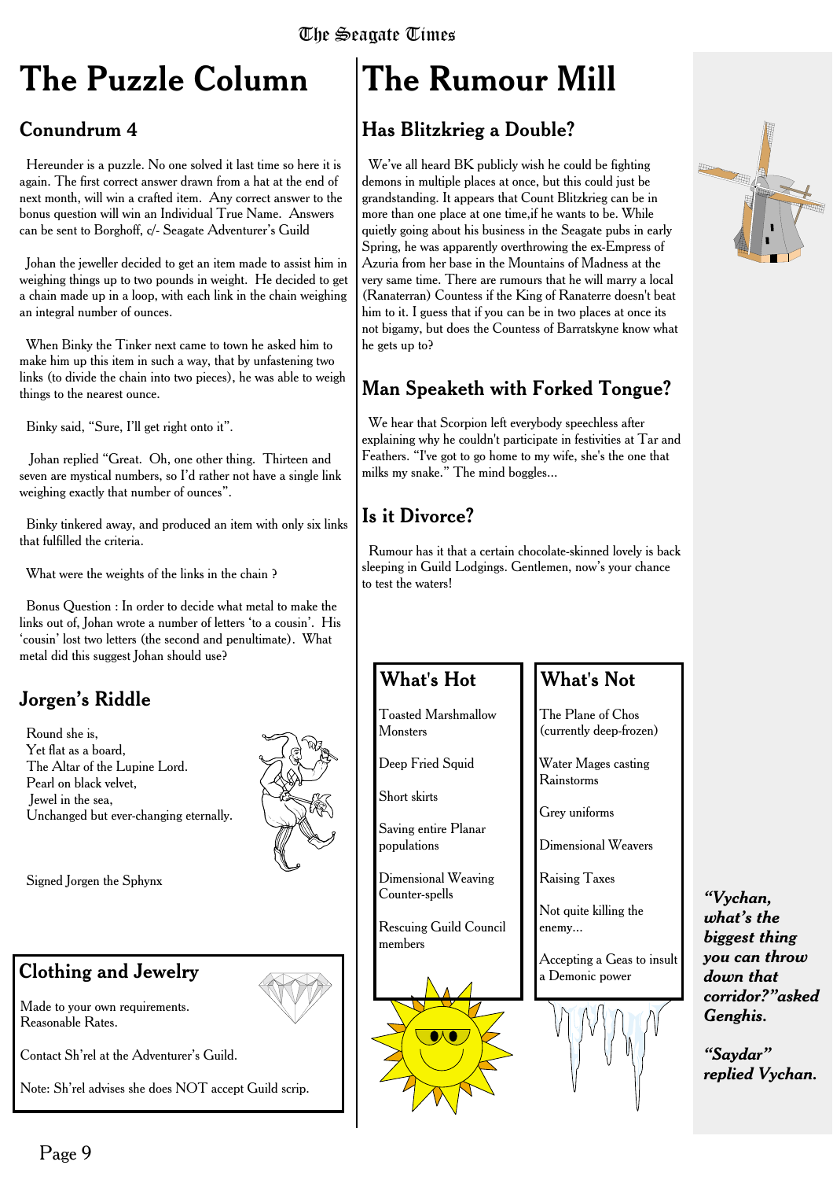# The Puzzle Column

## Conundrum 4

Hereunder is a puzzle. No one solved it last time so here it is again. The first correct answer drawn from a hat at the end of next month, will win a crafted item. Any correct answer to the bonus question will win an Individual True Name. Answers can be sent to Borghoff, c/- Seagate Adventurer's Guild

Johan the jeweller decided to get an item made to assist him in weighing things up to two pounds in weight. He decided to get a chain made up in a loop, with each link in the chain weighing an integral number of ounces.

When Binky the Tinker next came to town he asked him to make him up this item in such a way, that by unfastening two links (to divide the chain into two pieces), he was able to weigh things to the nearest ounce.

Binky said, "Sure, I'll get right onto it".

Johan replied "Great. Oh, one other thing. Thirteen and seven are mystical numbers, so I'd rather not have a single link weighing exactly that number of ounces".

Binky tinkered away, and produced an item with only six links that fulfilled the criteria.

What were the weights of the links in the chain ?

Bonus Question : In order to decide what metal to make the links out of, Johan wrote a number of letters 'to a cousin'. His 'cousin' lost two letters (the second and penultimate). What metal did this suggest Johan should use?

## Jorgen's Riddle

Round she is,
Yet flat as a board,
The Altar of the Lupine Lord.
Pearl on black velvet,
Jewel in the sea,
Unchanged but ever-changing eternally.

Signed Jorgen the Sphynx

## Clothing and Jewelry

Made to your own requirements.
Reasonable Rates.

Contact Sh'rel at the Adventurer's Guild.

Note: Sh'rel advises she does NOT accept Guild scrip.

# The Rumour Mill

## Has Blitzkrieg a Double?

We've all heard BK publicly wish he could be fighting demons in multiple places at once, but this could just be grandstanding. It appears that Count Blitzkrieg can be in more than one place at one time,if he wants to be. While quietly going about his business in the Seagate pubs in early Spring, he was apparently overthrowing the ex-Empress of Azuria from her base in the Mountains of Madness at the very same time. There are rumours that he will marry a local (Ranaterran) Countess if the King of Ranaterre doesn't beat him to it. I guess that if you can be in two places at once its not bigamy, but does the Countess of Barratskyne know what he gets up to?

## Man Speaketh with Forked Tongue?

We hear that Scorpion left everybody speechless after explaining why he couldn't participate in festivities at Tar and Feathers. "I've got to go home to my wife, she's the one that milks my snake." The mind boggles...

## Is it Divorce?

Rumour has it that a certain chocolate-skinned lovely is back sleeping in Guild Lodgings. Gentlemen, now's your chance to test the waters!

## What's Hot

- Toasted Marshmallow Monsters
- Deep Fried Squid
- Short skirts
- Saving entire Planar populations
- Dimensional Weaving Counter-spells
- Rescuing Guild Council members

## What's Not

- The Plane of Chos (currently deep-frozen)
- Water Mages casting Rainstorms
- Grey uniforms
- Dimensional Weavers
- Raising Taxes
- Not quite killing the enemy...
- Accepting a Geas to insult a Demonic power

***"Vychan, what's the biggest thing you can throw down that corridor?" asked Genghis.***

***"Saydar" replied Vychan.***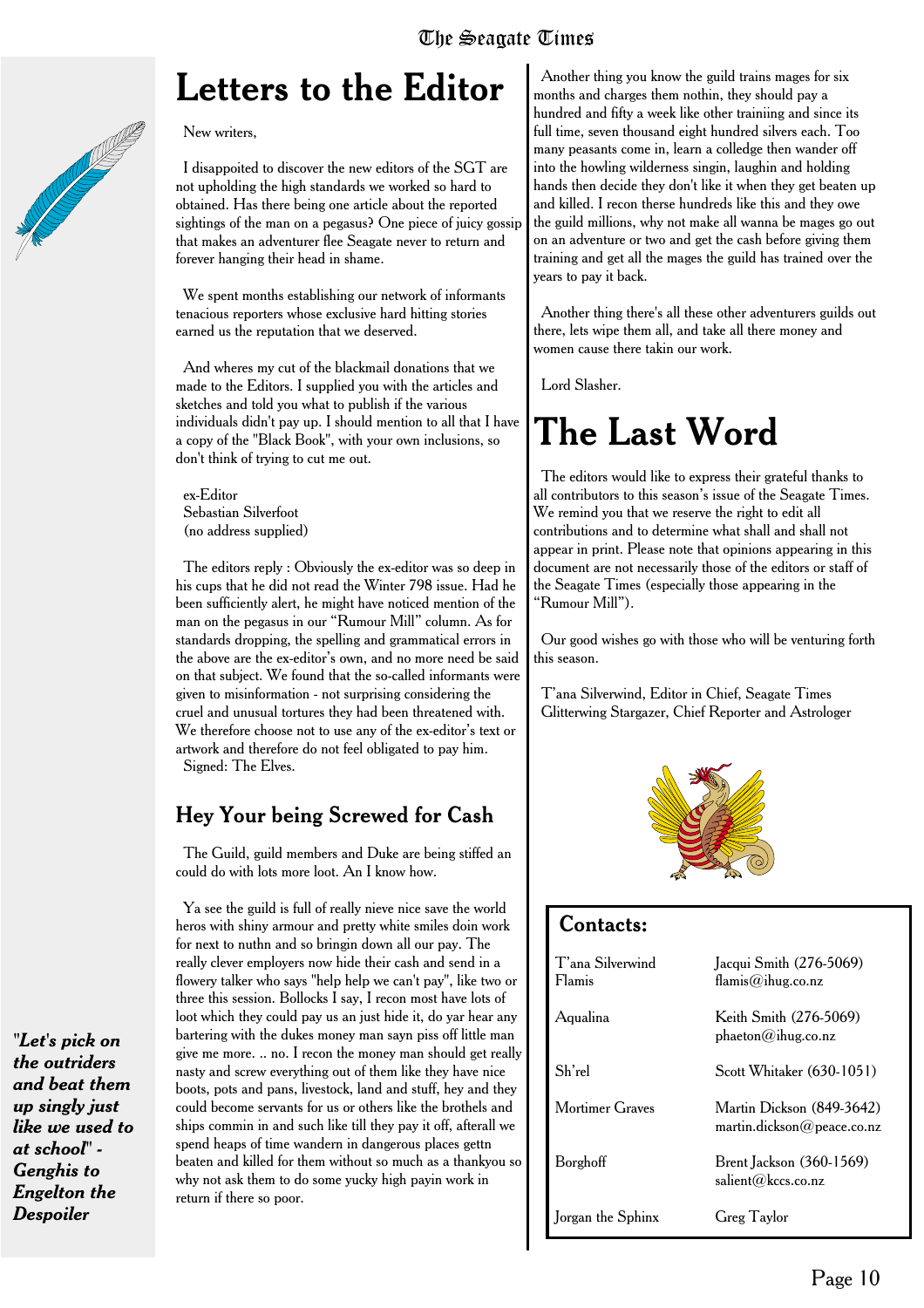# Letters to the Editor

New writers,

I disappoited to discover the new editors of the SGT are not upholding the high standards we worked so hard to obtained. Has there being one article about the reported sightings of the man on a pegasus? One piece of juicy gossip that makes an adventurer flee Seagate never to return and forever hanging their head in shame.

We spent months establishing our network of informants tenacious reporters whose exclusive hard hitting stories earned us the reputation that we deserved.

And wheres my cut of the blackmail donations that we made to the Editors. I supplied you with the articles and sketches and told you what to publish if the various individuals didn't pay up. I should mention to all that I have a copy of the "Black Book", with your own inclusions, so don't think of trying to cut me out.

ex-Editor
Sebastian Silverfoot
(no address supplied)

The editors reply : Obviously the ex-editor was so deep in his cups that he did not read the Winter 798 issue. Had he been sufficiently alert, he might have noticed mention of the man on the pegasus in our "Rumour Mill" column. As for standards dropping, the spelling and grammatical errors in the above are the ex-editor's own, and no more need be said on that subject. We found that the so-called informants were given to misinformation - not surprising considering the cruel and unusual tortures they had been threatened with. We therefore choose not to use any of the ex-editor's text or artwork and therefore do not feel obligated to pay him.
Signed: The Elves.

## Hey Your being Screwed for Cash

The Guild, guild members and Duke are being stiffed an could do with lots more loot. An I know how.

Ya see the guild is full of really nieve nice save the world heros with shiny armour and pretty white smiles doin work for next to nuthn and so bringin down all our pay. The really clever employers now hide their cash and send in a flowery talker who says "help help we can't pay", like two or three this session. Bollocks I say, I recon most have lots of loot which they could pay us an just hide it, do yar hear any bartering with the dukes money man sayn piss off little man give me more. .. no. I recon the money man should get really nasty and screw everything out of them like they have nice boots, pots and pans, livestock, land and stuff, hey and they could become servants for us or others like the brothels and ships commin in and such like till they pay it off, afterall we spend heaps of time wandern in dangerous places gettn beaten and killed for them without so much as a thankyou so why not ask them to do some yucky high payin work in return if there so poor.

Another thing you know the guild trains mages for six months and charges them nothin, they should pay a hundred and fifty a week like other trainiing and since its full time, seven thousand eight hundred silvers each. Too many peasants come in, learn a colledge then wander off into the howling wilderness singin, laughin and holding hands then decide they don't like it when they get beaten up and killed. I recon therse hundreds like this and they owe the guild millions, why not make all wanna be mages go out on an adventure or two and get the cash before giving them training and get all the mages the guild has trained over the years to pay it back.

Another thing there's all these other adventurers guilds out there, lets wipe them all, and take all there money and women cause there takin our work.

Lord Slasher.

*"Let's pick on the outriders and beat them up singly just like we used to at school" - Genghis to Engelton the Despoiler*

# The Last Word

The editors would like to express their grateful thanks to all contributors to this season's issue of the Seagate Times. We remind you that we reserve the right to edit all contributions and to determine what shall and shall not appear in print. Please note that opinions appearing in this document are not necessarily those of the editors or staff of the Seagate Times (especially those appearing in the "Rumour Mill").

Our good wishes go with those who will be venturing forth this season.

T'ana Silverwind, Editor in Chief, Seagate Times
Glitterwing Stargazer, Chief Reporter and Astrologer

## Contacts:

| | |
|---|---|
| T'ana Silverwind<br>Flamis | Jacqui Smith (276-5069)<br>flamis@ihug.co.nz |
| Aqualina | Keith Smith (276-5069)<br>phaeton@ihug.co.nz |
| Sh'rel | Scott Whitaker (630-1051) |
| Mortimer Graves | Martin Dickson (849-3642)<br>martin.dickson@peace.co.nz |
| Borghoff | Brent Jackson (360-1569)<br>salient@kccs.co.nz |
| Jorgan the Sphinx | Greg Taylor |